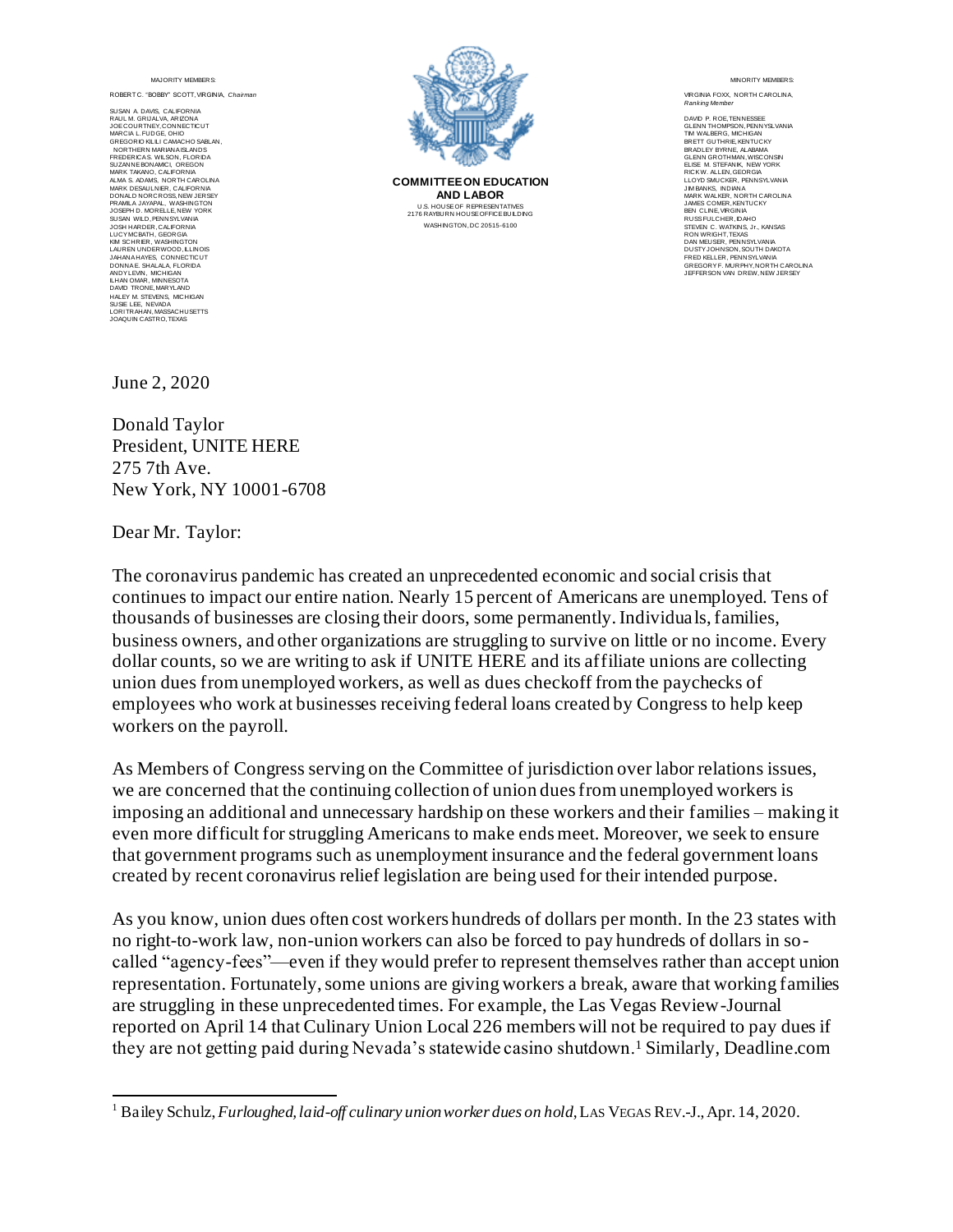MAJORITY MEMBERS:

ROBERT C. "BOBBY" SCOTT, VIRGINIA, *Chairman*

SUSAN A. DAVIS, CALIFORNIA
RAUL M. GRIJALVA, ARIZONA
JOE COURTNEY, CONNECTICUT
MARCIA L. FUDGE, OHIO
GREGORIO KILILI CAMACHO SABLAN, NORTHERN MARIANA ISLANDS
FREDERICA S. WILSON, FLORIDA
SUZANNE BONAMICI, OREGON
MARK TAKANO, CALIFORNIA
ALMA S. ADAMS, NORTH CAROLINA
MARK DESAULNIER, CALIFORNIA
DONALD NORCROSS, NEW JERSEY
PRAMILA JAYAPAL, WASHINGTON
JOSEPH D. MORELLE, NEW YORK
SUSAN WILD, PENNSYLVANIA
JOSH HARDER, CALIFORNIA
LUCY MCBATH, GEORGIA
KIM SCHRIER, WASHINGTON
LAUREN UNDERWOOD, ILLINOIS
JAHANA HAYES, CONNECTICUT
DONNA E. SHALALA, FLORIDA
ANDY LEVIN, MICHIGAN
ILHAN OMAR, MINNESOTA
DAVID TRONE, MARYLAND
HALEY M. STEVENS, MICHIGAN
SUSIE LEE, NEVADA
LORI TRAHAN, MASSACHUSETTS
JOAQUIN CASTRO, TEXAS

**COMMITTEE ON EDUCATION AND LABOR**
U.S. HOUSE OF REPRESENTATIVES
2176 RAYBURN HOUSE OFFICE BUILDING
WASHINGTON, DC 20515-6100

MINORITY MEMBERS:

VIRGINIA FOXX, NORTH CAROLINA, *Ranking Member*

DAVID P. ROE, TENNESSEE
GLENN THOMPSON, PENNSYLVANIA
TIM WALBERG, MICHIGAN
BRETT GUTHRIE, KENTUCKY
BRADLEY BYRNE, ALABAMA
GLENN GROTHMAN, WISCONSIN
ELISE M. STEFANIK, NEW YORK
RICK W. ALLEN, GEORGIA
LLOYD SMUCKER, PENNSYLVANIA
JIM BANKS, INDIANA
MARK WALKER, NORTH CAROLINA
JAMES COMER, KENTUCKY
BEN CLINE, VIRGINIA
RUSS FULCHER, IDAHO
STEVEN C. WATKINS, Jr., KANSAS
RON WRIGHT, TEXAS
DAN MEUSER, PENNSYLVANIA
DUSTY JOHNSON, SOUTH DAKOTA
FRED KELLER, PENNSYLVANIA
GREGORY F. MURPHY, NORTH CAROLINA
JEFFERSON VAN DREW, NEW JERSEY

June 2, 2020

Donald Taylor
President, UNITE HERE
275 7th Ave.
New York, NY 10001-6708

Dear Mr. Taylor:

The coronavirus pandemic has created an unprecedented economic and social crisis that continues to impact our entire nation. Nearly 15 percent of Americans are unemployed. Tens of thousands of businesses are closing their doors, some permanently. Individuals, families, business owners, and other organizations are struggling to survive on little or no income. Every dollar counts, so we are writing to ask if UNITE HERE and its affiliate unions are collecting union dues from unemployed workers, as well as dues checkoff from the paychecks of employees who work at businesses receiving federal loans created by Congress to help keep workers on the payroll.

As Members of Congress serving on the Committee of jurisdiction over labor relations issues, we are concerned that the continuing collection of union dues from unemployed workers is imposing an additional and unnecessary hardship on these workers and their families – making it even more difficult for struggling Americans to make ends meet. Moreover, we seek to ensure that government programs such as unemployment insurance and the federal government loans created by recent coronavirus relief legislation are being used for their intended purpose.

As you know, union dues often cost workers hundreds of dollars per month. In the 23 states with no right-to-work law, non-union workers can also be forced to pay hundreds of dollars in so-called "agency-fees"—even if they would prefer to represent themselves rather than accept union representation. Fortunately, some unions are giving workers a break, aware that working families are struggling in these unprecedented times. For example, the Las Vegas Review-Journal reported on April 14 that Culinary Union Local 226 members will not be required to pay dues if they are not getting paid during Nevada's statewide casino shutdown.[1] Similarly, Deadline.com

[1] Bailey Schulz, *Furloughed, laid-off culinary union worker dues on hold*, LAS VEGAS REV.-J., Apr. 14, 2020.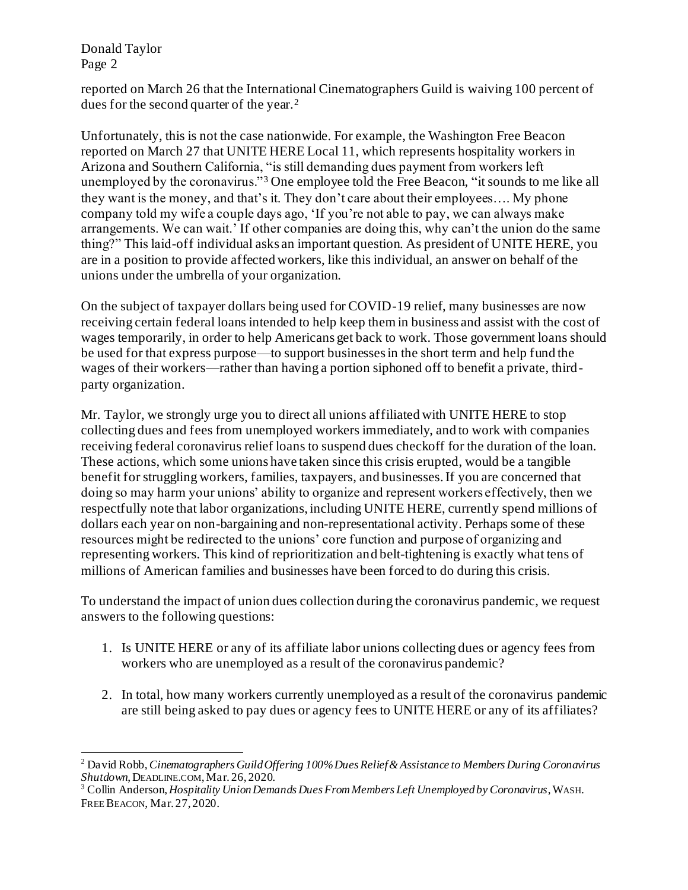reported on March 26 that the International Cinematographers Guild is waiving 100 percent of dues for the second quarter of the year.[2]

Unfortunately, this is not the case nationwide. For example, the Washington Free Beacon reported on March 27 that UNITE HERE Local 11, which represents hospitality workers in Arizona and Southern California, "is still demanding dues payment from workers left unemployed by the coronavirus."[3] One employee told the Free Beacon, "it sounds to me like all they want is the money, and that's it. They don't care about their employees…. My phone company told my wife a couple days ago, 'If you're not able to pay, we can always make arrangements. We can wait.' If other companies are doing this, why can't the union do the same thing?" This laid-off individual asks an important question. As president of UNITE HERE, you are in a position to provide affected workers, like this individual, an answer on behalf of the unions under the umbrella of your organization.

On the subject of taxpayer dollars being used for COVID-19 relief, many businesses are now receiving certain federal loans intended to help keep them in business and assist with the cost of wages temporarily, in order to help Americans get back to work. Those government loans should be used for that express purpose—to support businesses in the short term and help fund the wages of their workers—rather than having a portion siphoned off to benefit a private, third-party organization.

Mr. Taylor, we strongly urge you to direct all unions affiliated with UNITE HERE to stop collecting dues and fees from unemployed workers immediately, and to work with companies receiving federal coronavirus relief loans to suspend dues checkoff for the duration of the loan. These actions, which some unions have taken since this crisis erupted, would be a tangible benefit for struggling workers, families, taxpayers, and businesses. If you are concerned that doing so may harm your unions' ability to organize and represent workers effectively, then we respectfully note that labor organizations, including UNITE HERE, currently spend millions of dollars each year on non-bargaining and non-representational activity. Perhaps some of these resources might be redirected to the unions' core function and purpose of organizing and representing workers. This kind of reprioritization and belt-tightening is exactly what tens of millions of American families and businesses have been forced to do during this crisis.

To understand the impact of union dues collection during the coronavirus pandemic, we request answers to the following questions:

1. Is UNITE HERE or any of its affiliate labor unions collecting dues or agency fees from workers who are unemployed as a result of the coronavirus pandemic?

2. In total, how many workers currently unemployed as a result of the coronavirus pandemic are still being asked to pay dues or agency fees to UNITE HERE or any of its affiliates?

---

[2] David Robb, *Cinematographers Guild Offering 100% Dues Relief & Assistance to Members During Coronavirus Shutdown*, DEADLINE.COM, Mar. 26, 2020.

[3] Collin Anderson, *Hospitality Union Demands Dues From Members Left Unemployed by Coronavirus*, WASH. FREE BEACON, Mar. 27, 2020.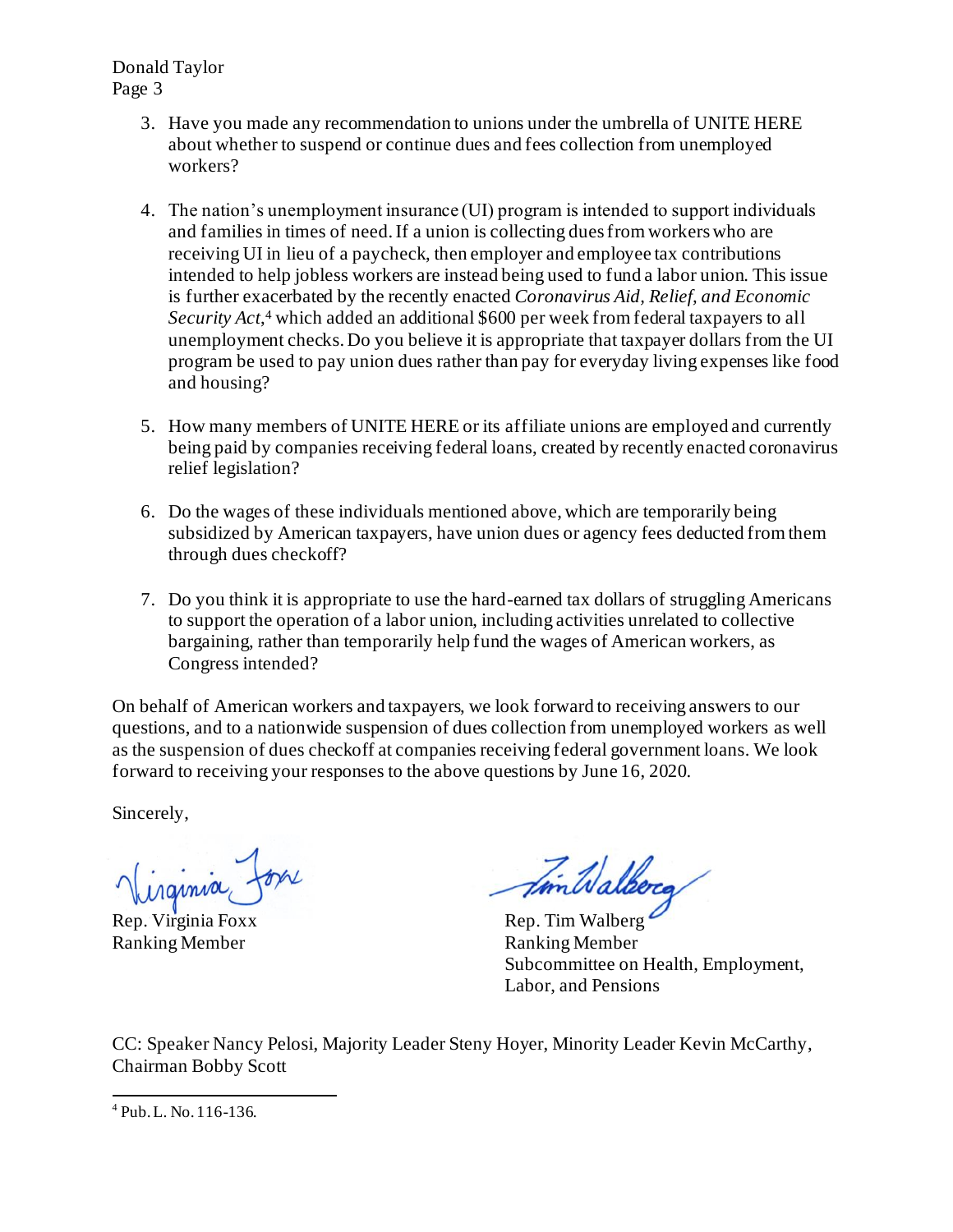3. Have you made any recommendation to unions under the umbrella of UNITE HERE about whether to suspend or continue dues and fees collection from unemployed workers?

4. The nation's unemployment insurance (UI) program is intended to support individuals and families in times of need. If a union is collecting dues from workers who are receiving UI in lieu of a paycheck, then employer and employee tax contributions intended to help jobless workers are instead being used to fund a labor union. This issue is further exacerbated by the recently enacted *Coronavirus Aid, Relief, and Economic Security Act*,[4] which added an additional $600 per week from federal taxpayers to all unemployment checks. Do you believe it is appropriate that taxpayer dollars from the UI program be used to pay union dues rather than pay for everyday living expenses like food and housing?

5. How many members of UNITE HERE or its affiliate unions are employed and currently being paid by companies receiving federal loans, created by recently enacted coronavirus relief legislation?

6. Do the wages of these individuals mentioned above, which are temporarily being subsidized by American taxpayers, have union dues or agency fees deducted from them through dues checkoff?

7. Do you think it is appropriate to use the hard-earned tax dollars of struggling Americans to support the operation of a labor union, including activities unrelated to collective bargaining, rather than temporarily help fund the wages of American workers, as Congress intended?

On behalf of American workers and taxpayers, we look forward to receiving answers to our questions, and to a nationwide suspension of dues collection from unemployed workers as well as the suspension of dues checkoff at companies receiving federal government loans. We look forward to receiving your responses to the above questions by June 16, 2020.

Sincerely,

Rep. Virginia Foxx
Ranking Member

Rep. Tim Walberg
Ranking Member
Subcommittee on Health, Employment, Labor, and Pensions

CC: Speaker Nancy Pelosi, Majority Leader Steny Hoyer, Minority Leader Kevin McCarthy, Chairman Bobby Scott

---

[4] Pub. L. No. 116-136.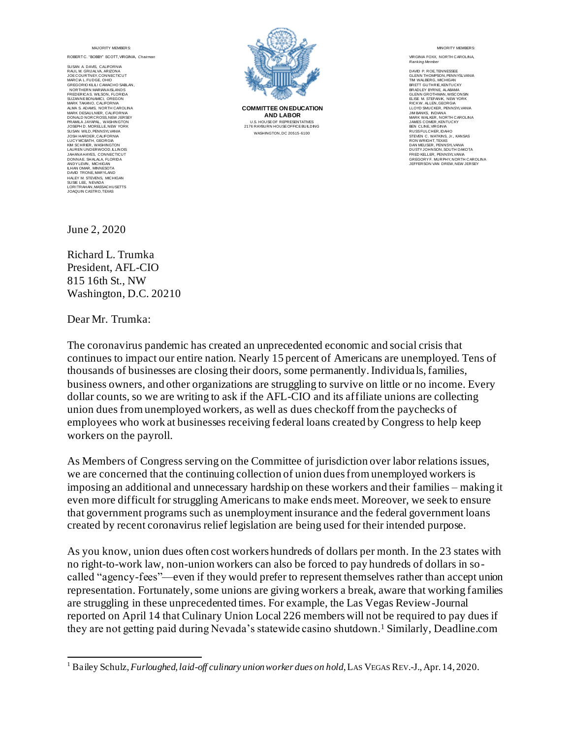MAJORITY MEMBERS:

ROBERT C. "BOBBY" SCOTT, VIRGINIA, *Chairman*

SUSAN A. DAVIS, CALIFORNIA
RAUL M. GRIJALVA, ARIZONA
JOE COURTNEY, CONNECTICUT
MARCIA L. FUDGE, OHIO
GREGORIO KILILI CAMACHO SABLAN, NORTHERN MARIANA ISLANDS
FREDERICA S. WILSON, FLORIDA
SUZANNE BONAMICI, OREGON
MARK TAKANO, CALIFORNIA
ALMA S. ADAMS, NORTH CAROLINA
MARK DESAULNIER, CALIFORNIA
DONALD NORCROSS, NEW JERSEY
PRAMILA JAYAPAL, WASHINGTON
JOSEPH D. MORELLE, NEW YORK
SUSAN WILD, PENNSYLVANIA
JOSH HARDER, CALIFORNIA
LUCY MCBATH, GEORGIA
KIM SCHRIER, WASHINGTON
LAUREN UNDERWOOD, ILLINOIS
JAHANA HAYES, CONNECTICUT
DONNA E. SHALALA, FLORIDA
ANDY LEVIN, MICHIGAN
ILHAN OMAR, MINNESOTA
DAVID TRONE, MARYLAND
HALEY M. STEVENS, MICHIGAN
SUSIE LEE, NEVADA
LORI TRAHAN, MASSACHUSETTS
JOAQUIN CASTRO, TEXAS

**COMMITTEE ON EDUCATION AND LABOR**
U.S. HOUSE OF REPRESENTATIVES
2176 RAYBURN HOUSE OFFICE BUILDING
WASHINGTON, DC 20515-6100

MINORITY MEMBERS:

VIRGINIA FOXX, NORTH CAROLINA, *Ranking Member*

DAVID P. ROE, TENNESSEE
GLENN THOMPSON, PENNSYLVANIA
TIM WALBERG, MICHIGAN
BRETT GUTHRIE, KENTUCKY
BRADLEY BYRNE, ALABAMA
GLENN GROTHMAN, WISCONSIN
ELISE M. STEFANIK, NEW YORK
RICK W. ALLEN, GEORGIA
LLOYD SMUCKER, PENNSYLVANIA
JIM BANKS, INDIANA
MARK WALKER, NORTH CAROLINA
JAMES COMER, KENTUCKY
BEN CLINE, VIRGINIA
RUSS FULCHER, IDAHO
STEVEN C. WATKINS, Jr., KANSAS
RON WRIGHT, TEXAS
DAN MEUSER, PENNSYLVANIA
DUSTY JOHNSON, SOUTH DAKOTA
FRED KELLER, PENNSYLVANIA
GREGORY F. MURPHY, NORTH CAROLINA
JEFFERSON VAN DREW, NEW JERSEY

June 2, 2020

Richard L. Trumka
President, AFL-CIO
815 16th St., NW
Washington, D.C. 20210

Dear Mr. Trumka:

The coronavirus pandemic has created an unprecedented economic and social crisis that continues to impact our entire nation. Nearly 15 percent of Americans are unemployed. Tens of thousands of businesses are closing their doors, some permanently. Individuals, families, business owners, and other organizations are struggling to survive on little or no income. Every dollar counts, so we are writing to ask if the AFL-CIO and its affiliate unions are collecting union dues from unemployed workers, as well as dues checkoff from the paychecks of employees who work at businesses receiving federal loans created by Congress to help keep workers on the payroll.

As Members of Congress serving on the Committee of jurisdiction over labor relations issues, we are concerned that the continuing collection of union dues from unemployed workers is imposing an additional and unnecessary hardship on these workers and their families – making it even more difficult for struggling Americans to make ends meet. Moreover, we seek to ensure that government programs such as unemployment insurance and the federal government loans created by recent coronavirus relief legislation are being used for their intended purpose.

As you know, union dues often cost workers hundreds of dollars per month. In the 23 states with no right-to-work law, non-union workers can also be forced to pay hundreds of dollars in so-called "agency-fees"—even if they would prefer to represent themselves rather than accept union representation. Fortunately, some unions are giving workers a break, aware that working families are struggling in these unprecedented times. For example, the Las Vegas Review-Journal reported on April 14 that Culinary Union Local 226 members will not be required to pay dues if they are not getting paid during Nevada's statewide casino shutdown.[1] Similarly, Deadline.com

[1] Bailey Schulz, *Furloughed, laid-off culinary union worker dues on hold*, LAS VEGAS REV.-J., Apr. 14, 2020.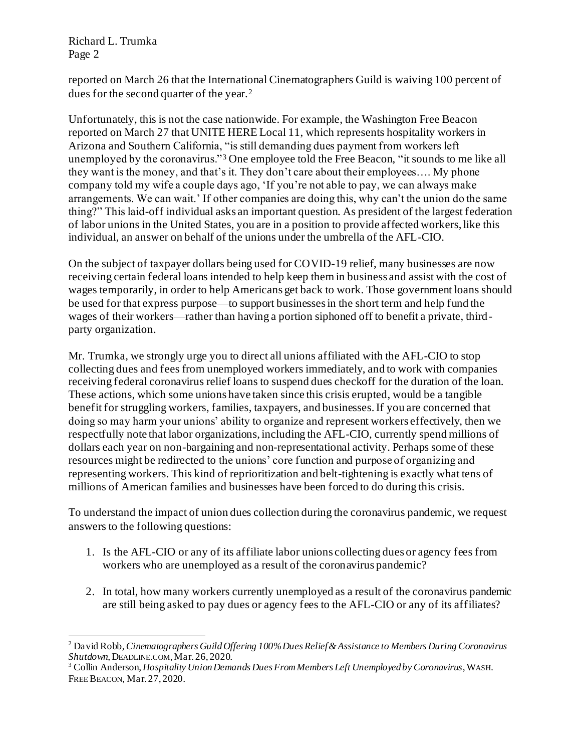reported on March 26 that the International Cinematographers Guild is waiving 100 percent of dues for the second quarter of the year.[2]

Unfortunately, this is not the case nationwide. For example, the Washington Free Beacon reported on March 27 that UNITE HERE Local 11, which represents hospitality workers in Arizona and Southern California, "is still demanding dues payment from workers left unemployed by the coronavirus."[3] One employee told the Free Beacon, "it sounds to me like all they want is the money, and that's it. They don't care about their employees…. My phone company told my wife a couple days ago, 'If you're not able to pay, we can always make arrangements. We can wait.' If other companies are doing this, why can't the union do the same thing?" This laid-off individual asks an important question. As president of the largest federation of labor unions in the United States, you are in a position to provide affected workers, like this individual, an answer on behalf of the unions under the umbrella of the AFL-CIO.

On the subject of taxpayer dollars being used for COVID-19 relief, many businesses are now receiving certain federal loans intended to help keep them in business and assist with the cost of wages temporarily, in order to help Americans get back to work. Those government loans should be used for that express purpose—to support businesses in the short term and help fund the wages of their workers—rather than having a portion siphoned off to benefit a private, third-party organization.

Mr. Trumka, we strongly urge you to direct all unions affiliated with the AFL-CIO to stop collecting dues and fees from unemployed workers immediately, and to work with companies receiving federal coronavirus relief loans to suspend dues checkoff for the duration of the loan. These actions, which some unions have taken since this crisis erupted, would be a tangible benefit for struggling workers, families, taxpayers, and businesses. If you are concerned that doing so may harm your unions' ability to organize and represent workers effectively, then we respectfully note that labor organizations, including the AFL-CIO, currently spend millions of dollars each year on non-bargaining and non-representational activity. Perhaps some of these resources might be redirected to the unions' core function and purpose of organizing and representing workers. This kind of reprioritization and belt-tightening is exactly what tens of millions of American families and businesses have been forced to do during this crisis.

To understand the impact of union dues collection during the coronavirus pandemic, we request answers to the following questions:

1. Is the AFL-CIO or any of its affiliate labor unions collecting dues or agency fees from workers who are unemployed as a result of the coronavirus pandemic?

2. In total, how many workers currently unemployed as a result of the coronavirus pandemic are still being asked to pay dues or agency fees to the AFL-CIO or any of its affiliates?

---

[2] David Robb, *Cinematographers Guild Offering 100% Dues Relief & Assistance to Members During Coronavirus Shutdown*, DEADLINE.COM, Mar. 26, 2020.

[3] Collin Anderson, *Hospitality Union Demands Dues From Members Left Unemployed by Coronavirus*, WASH. FREE BEACON, Mar. 27, 2020.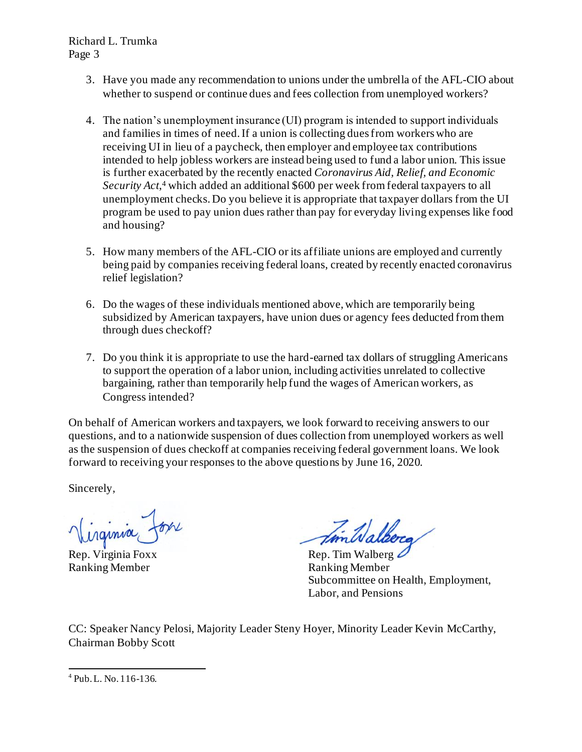3. Have you made any recommendation to unions under the umbrella of the AFL-CIO about whether to suspend or continue dues and fees collection from unemployed workers?

4. The nation's unemployment insurance (UI) program is intended to support individuals and families in times of need. If a union is collecting dues from workers who are receiving UI in lieu of a paycheck, then employer and employee tax contributions intended to help jobless workers are instead being used to fund a labor union. This issue is further exacerbated by the recently enacted *Coronavirus Aid, Relief, and Economic Security Act*,[4] which added an additional $600 per week from federal taxpayers to all unemployment checks. Do you believe it is appropriate that taxpayer dollars from the UI program be used to pay union dues rather than pay for everyday living expenses like food and housing?

5. How many members of the AFL-CIO or its affiliate unions are employed and currently being paid by companies receiving federal loans, created by recently enacted coronavirus relief legislation?

6. Do the wages of these individuals mentioned above, which are temporarily being subsidized by American taxpayers, have union dues or agency fees deducted from them through dues checkoff?

7. Do you think it is appropriate to use the hard-earned tax dollars of struggling Americans to support the operation of a labor union, including activities unrelated to collective bargaining, rather than temporarily help fund the wages of American workers, as Congress intended?

On behalf of American workers and taxpayers, we look forward to receiving answers to our questions, and to a nationwide suspension of dues collection from unemployed workers as well as the suspension of dues checkoff at companies receiving federal government loans. We look forward to receiving your responses to the above questions by June 16, 2020.

Sincerely,

Rep. Virginia Foxx
Ranking Member

Rep. Tim Walberg
Ranking Member
Subcommittee on Health, Employment, Labor, and Pensions

CC: Speaker Nancy Pelosi, Majority Leader Steny Hoyer, Minority Leader Kevin McCarthy, Chairman Bobby Scott

[4] Pub. L. No. 116-136.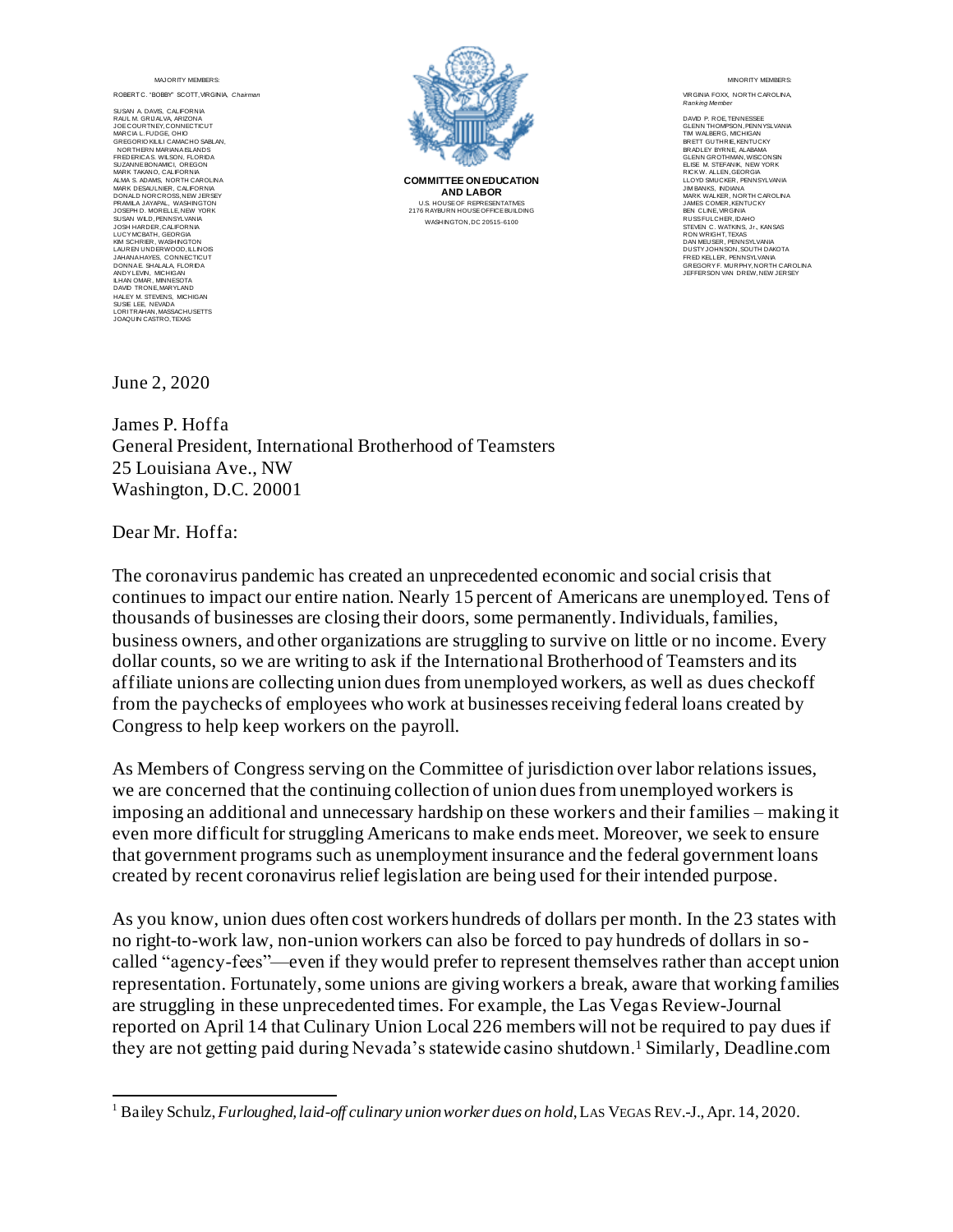MAJORITY MEMBERS:

ROBERT C. "BOBBY" SCOTT, VIRGINIA, *Chairman*

SUSAN A. DAVIS, CALIFORNIA
RAUL M. GRIJALVA, ARIZONA
JOE COURTNEY, CONNECTICUT
MARCIA L. FUDGE, OHIO
GREGORIO KILILI CAMACHO SABLAN, NORTHERN MARIANA ISLANDS
FREDERICA S. WILSON, FLORIDA
SUZANNE BONAMICI, OREGON
MARK TAKANO, CALIFORNIA
ALMA S. ADAMS, NORTH CAROLINA
MARK DESAULNIER, CALIFORNIA
DONALD NORCROSS, NEW JERSEY
PRAMILA JAYAPAL, WASHINGTON
JOSEPH D. MORELLE, NEW YORK
SUSAN WILD, PENNSYLVANIA
JOSH HARDER, CALIFORNIA
LUCY MCBATH, GEORGIA
KIM SCHRIER, WASHINGTON
LAUREN UNDERWOOD, ILLINOIS
JAHANA HAYES, CONNECTICUT
DONNA E. SHALALA, FLORIDA
ANDY LEVIN, MICHIGAN
ILHAN OMAR, MINNESOTA
DAVID TRONE, MARYLAND
HALEY M. STEVENS, MICHIGAN
SUSIE LEE, NEVADA
LORI TRAHAN, MASSACHUSETTS
JOAQUIN CASTRO, TEXAS

**COMMITTEE ON EDUCATION AND LABOR**
U.S. HOUSE OF REPRESENTATIVES
2176 RAYBURN HOUSE OFFICE BUILDING
WASHINGTON, DC 20515-6100

MINORITY MEMBERS:

VIRGINIA FOXX, NORTH CAROLINA, *Ranking Member*

DAVID P. ROE, TENNESSEE
GLENN THOMPSON, PENNSYLVANIA
TIM WALBERG, MICHIGAN
BRETT GUTHRIE, KENTUCKY
BRADLEY BYRNE, ALABAMA
GLENN GROTHMAN, WISCONSIN
ELISE M. STEFANIK, NEW YORK
RICK W. ALLEN, GEORGIA
LLOYD SMUCKER, PENNSYLVANIA
JIM BANKS, INDIANA
MARK WALKER, NORTH CAROLINA
JAMES COMER, KENTUCKY
BEN CLINE, VIRGINIA
RUSS FULCHER, IDAHO
RON WRIGHT, TEXAS
STEVEN C. WATKINS, Jr., KANSAS
DAN MEUSER, PENNSYLVANIA
DUSTY JOHNSON, SOUTH DAKOTA
FRED KELLER, PENNSYLVANIA
GREGORY F. MURPHY, NORTH CAROLINA
JEFFERSON VAN DREW, NEW JERSEY

June 2, 2020

James P. Hoffa
General President, International Brotherhood of Teamsters
25 Louisiana Ave., NW
Washington, D.C. 20001

Dear Mr. Hoffa:

The coronavirus pandemic has created an unprecedented economic and social crisis that continues to impact our entire nation. Nearly 15 percent of Americans are unemployed. Tens of thousands of businesses are closing their doors, some permanently. Individuals, families, business owners, and other organizations are struggling to survive on little or no income. Every dollar counts, so we are writing to ask if the International Brotherhood of Teamsters and its affiliate unions are collecting union dues from unemployed workers, as well as dues checkoff from the paychecks of employees who work at businesses receiving federal loans created by Congress to help keep workers on the payroll.

As Members of Congress serving on the Committee of jurisdiction over labor relations issues, we are concerned that the continuing collection of union dues from unemployed workers is imposing an additional and unnecessary hardship on these workers and their families – making it even more difficult for struggling Americans to make ends meet. Moreover, we seek to ensure that government programs such as unemployment insurance and the federal government loans created by recent coronavirus relief legislation are being used for their intended purpose.

As you know, union dues often cost workers hundreds of dollars per month. In the 23 states with no right-to-work law, non-union workers can also be forced to pay hundreds of dollars in so-called "agency-fees"—even if they would prefer to represent themselves rather than accept union representation. Fortunately, some unions are giving workers a break, aware that working families are struggling in these unprecedented times. For example, the Las Vegas Review-Journal reported on April 14 that Culinary Union Local 226 members will not be required to pay dues if they are not getting paid during Nevada's statewide casino shutdown.[1] Similarly, Deadline.com

[1] Bailey Schulz, *Furloughed, laid-off culinary union worker dues on hold*, LAS VEGAS REV.-J., Apr. 14, 2020.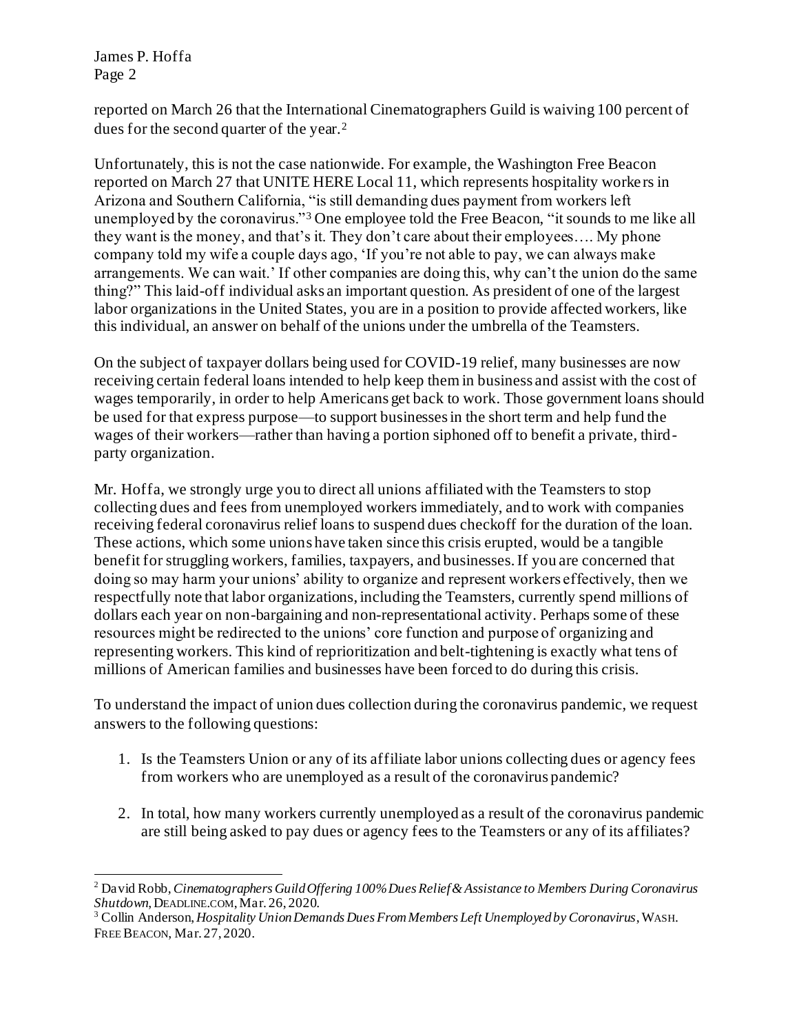reported on March 26 that the International Cinematographers Guild is waiving 100 percent of dues for the second quarter of the year.[2]

Unfortunately, this is not the case nationwide. For example, the Washington Free Beacon reported on March 27 that UNITE HERE Local 11, which represents hospitality workers in Arizona and Southern California, "is still demanding dues payment from workers left unemployed by the coronavirus."[3] One employee told the Free Beacon, "it sounds to me like all they want is the money, and that's it. They don't care about their employees…. My phone company told my wife a couple days ago, 'If you're not able to pay, we can always make arrangements. We can wait.' If other companies are doing this, why can't the union do the same thing?" This laid-off individual asks an important question. As president of one of the largest labor organizations in the United States, you are in a position to provide affected workers, like this individual, an answer on behalf of the unions under the umbrella of the Teamsters.

On the subject of taxpayer dollars being used for COVID-19 relief, many businesses are now receiving certain federal loans intended to help keep them in business and assist with the cost of wages temporarily, in order to help Americans get back to work. Those government loans should be used for that express purpose—to support businesses in the short term and help fund the wages of their workers—rather than having a portion siphoned off to benefit a private, third-party organization.

Mr. Hoffa, we strongly urge you to direct all unions affiliated with the Teamsters to stop collecting dues and fees from unemployed workers immediately, and to work with companies receiving federal coronavirus relief loans to suspend dues checkoff for the duration of the loan. These actions, which some unions have taken since this crisis erupted, would be a tangible benefit for struggling workers, families, taxpayers, and businesses. If you are concerned that doing so may harm your unions' ability to organize and represent workers effectively, then we respectfully note that labor organizations, including the Teamsters, currently spend millions of dollars each year on non-bargaining and non-representational activity. Perhaps some of these resources might be redirected to the unions' core function and purpose of organizing and representing workers. This kind of reprioritization and belt-tightening is exactly what tens of millions of American families and businesses have been forced to do during this crisis.

To understand the impact of union dues collection during the coronavirus pandemic, we request answers to the following questions:

1. Is the Teamsters Union or any of its affiliate labor unions collecting dues or agency fees from workers who are unemployed as a result of the coronavirus pandemic?

2. In total, how many workers currently unemployed as a result of the coronavirus pandemic are still being asked to pay dues or agency fees to the Teamsters or any of its affiliates?

---

[2] David Robb, *Cinematographers Guild Offering 100% Dues Relief & Assistance to Members During Coronavirus Shutdown*, DEADLINE.COM, Mar. 26, 2020.

[3] Collin Anderson, *Hospitality Union Demands Dues From Members Left Unemployed by Coronavirus*, WASH. FREE BEACON, Mar. 27, 2020.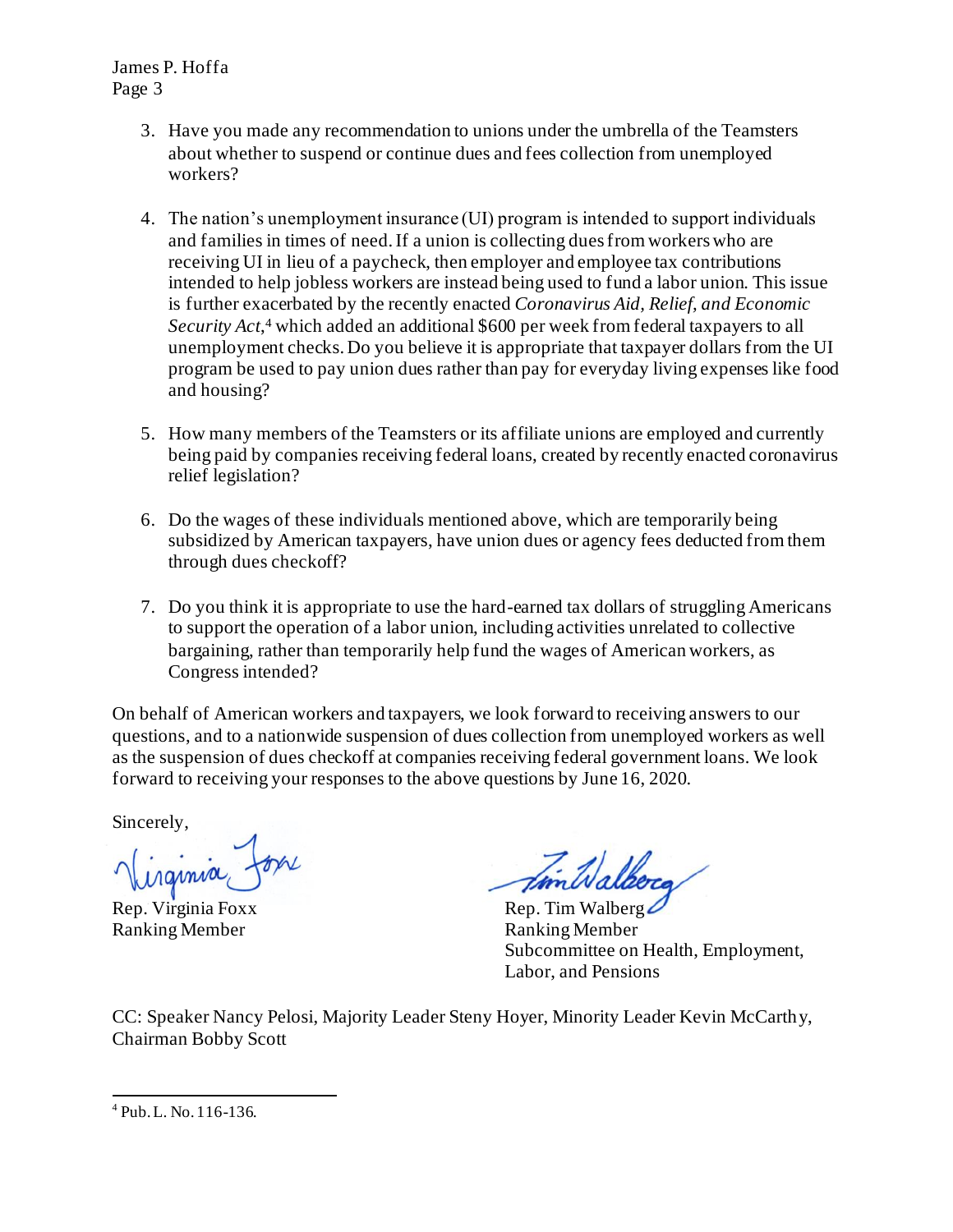3. Have you made any recommendation to unions under the umbrella of the Teamsters about whether to suspend or continue dues and fees collection from unemployed workers?

4. The nation's unemployment insurance (UI) program is intended to support individuals and families in times of need. If a union is collecting dues from workers who are receiving UI in lieu of a paycheck, then employer and employee tax contributions intended to help jobless workers are instead being used to fund a labor union. This issue is further exacerbated by the recently enacted *Coronavirus Aid, Relief, and Economic Security Act*,[4] which added an additional $600 per week from federal taxpayers to all unemployment checks. Do you believe it is appropriate that taxpayer dollars from the UI program be used to pay union dues rather than pay for everyday living expenses like food and housing?

5. How many members of the Teamsters or its affiliate unions are employed and currently being paid by companies receiving federal loans, created by recently enacted coronavirus relief legislation?

6. Do the wages of these individuals mentioned above, which are temporarily being subsidized by American taxpayers, have union dues or agency fees deducted from them through dues checkoff?

7. Do you think it is appropriate to use the hard-earned tax dollars of struggling Americans to support the operation of a labor union, including activities unrelated to collective bargaining, rather than temporarily help fund the wages of American workers, as Congress intended?

On behalf of American workers and taxpayers, we look forward to receiving answers to our questions, and to a nationwide suspension of dues collection from unemployed workers as well as the suspension of dues checkoff at companies receiving federal government loans. We look forward to receiving your responses to the above questions by June 16, 2020.

Sincerely,

Rep. Virginia Foxx
Ranking Member

Rep. Tim Walberg
Ranking Member
Subcommittee on Health, Employment, Labor, and Pensions

CC: Speaker Nancy Pelosi, Majority Leader Steny Hoyer, Minority Leader Kevin McCarthy, Chairman Bobby Scott

---

[4] Pub. L. No. 116-136.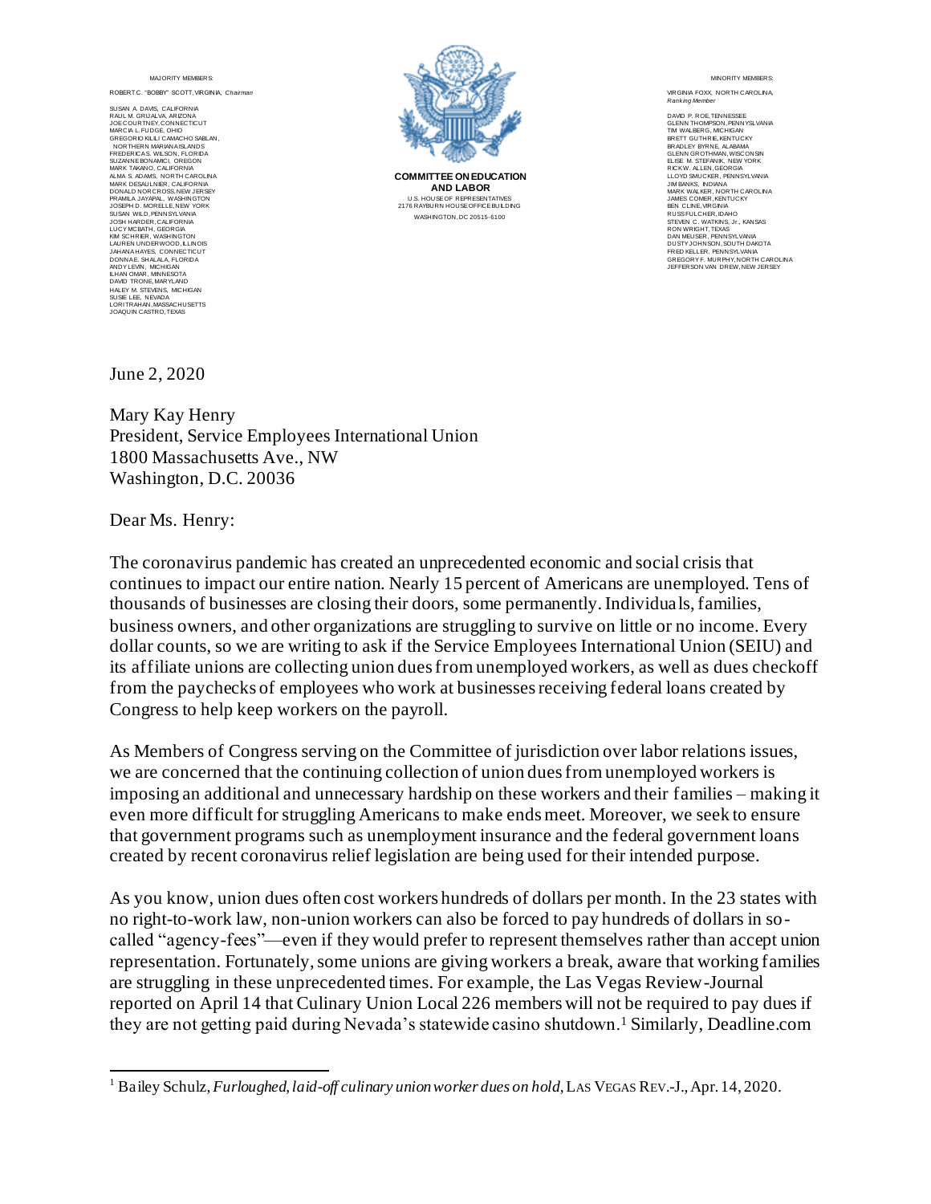MAJORITY MEMBERS:

ROBERT C. "BOBBY" SCOTT, VIRGINIA, *Chairman*

SUSAN A. DAVIS, CALIFORNIA
RAUL M. GRIJALVA, ARIZONA
JOE COURTNEY, CONNECTICUT
MARCIA L. FUDGE, OHIO
GREGORIO KILILI CAMACHO SABLAN, NORTHERN MARIANA ISLANDS
FREDERICA S. WILSON, FLORIDA
SUZANNE BONAMICI, OREGON
MARK TAKANO, CALIFORNIA
ALMA S. ADAMS, NORTH CAROLINA
MARK DESAULNIER, CALIFORNIA
DONALD NORCROSS, NEW JERSEY
PRAMILA JAYAPAL, WASHINGTON
JOSEPH D. MORELLE, NEW YORK
SUSAN WILD, PENNSYLVANIA
JOSH HARDER, CALIFORNIA
LUCY MCBATH, GEORGIA
KIM SCHRIER, WASHINGTON
LAUREN UNDERWOOD, ILLINOIS
JAHANA HAYES, CONNECTICUT
DONNA E. SHALALA, FLORIDA
ANDY LEVIN, MICHIGAN
ILHAN OMAR, MINNESOTA
DAVID TRONE, MARYLAND
HALEY M. STEVENS, MICHIGAN
SUSIE LEE, NEVADA
LORI TRAHAN, MASSACHUSETTS
JOAQUIN CASTRO, TEXAS

**COMMITTEE ON EDUCATION AND LABOR**
U.S. HOUSE OF REPRESENTATIVES
2176 RAYBURN HOUSE OFFICE BUILDING
WASHINGTON, DC 20515-6100

MINORITY MEMBERS:

VIRGINIA FOXX, NORTH CAROLINA, *Ranking Member*

DAVID P. ROE, TENNESSEE
GLENN THOMPSON, PENNSYLVANIA
TIM WALBERG, MICHIGAN
BRETT GUTHRIE, KENTUCKY
BRADLEY BYRNE, ALABAMA
GLENN GROTHMAN, WISCONSIN
ELISE M. STEFANIK, NEW YORK
RICK W. ALLEN, GEORGIA
LLOYD SMUCKER, PENNSYLVANIA
JIM BANKS, INDIANA
MARK WALKER, NORTH CAROLINA
JAMES COMER, KENTUCKY
BEN CLINE, VIRGINIA
RUSS FULCHER, IDAHO
STEVEN C. WATKINS, Jr., KANSAS
RON WRIGHT, TEXAS
DAN MEUSER, PENNSYLVANIA
DUSTY JOHNSON, SOUTH DAKOTA
FRED KELLER, PENNSYLVANIA
GREGORY F. MURPHY, NORTH CAROLINA
JEFFERSON VAN DREW, NEW JERSEY

June 2, 2020

Mary Kay Henry
President, Service Employees International Union
1800 Massachusetts Ave., NW
Washington, D.C. 20036

Dear Ms. Henry:

The coronavirus pandemic has created an unprecedented economic and social crisis that continues to impact our entire nation. Nearly 15 percent of Americans are unemployed. Tens of thousands of businesses are closing their doors, some permanently. Individuals, families, business owners, and other organizations are struggling to survive on little or no income. Every dollar counts, so we are writing to ask if the Service Employees International Union (SEIU) and its affiliate unions are collecting union dues from unemployed workers, as well as dues checkoff from the paychecks of employees who work at businesses receiving federal loans created by Congress to help keep workers on the payroll.

As Members of Congress serving on the Committee of jurisdiction over labor relations issues, we are concerned that the continuing collection of union dues from unemployed workers is imposing an additional and unnecessary hardship on these workers and their families – making it even more difficult for struggling Americans to make ends meet. Moreover, we seek to ensure that government programs such as unemployment insurance and the federal government loans created by recent coronavirus relief legislation are being used for their intended purpose.

As you know, union dues often cost workers hundreds of dollars per month. In the 23 states with no right-to-work law, non-union workers can also be forced to pay hundreds of dollars in so-called "agency-fees"—even if they would prefer to represent themselves rather than accept union representation. Fortunately, some unions are giving workers a break, aware that working families are struggling in these unprecedented times. For example, the Las Vegas Review-Journal reported on April 14 that Culinary Union Local 226 members will not be required to pay dues if they are not getting paid during Nevada's statewide casino shutdown.[1] Similarly, Deadline.com

[1] Bailey Schulz, *Furloughed, laid-off culinary union worker dues on hold*, LAS VEGAS REV.-J., Apr. 14, 2020.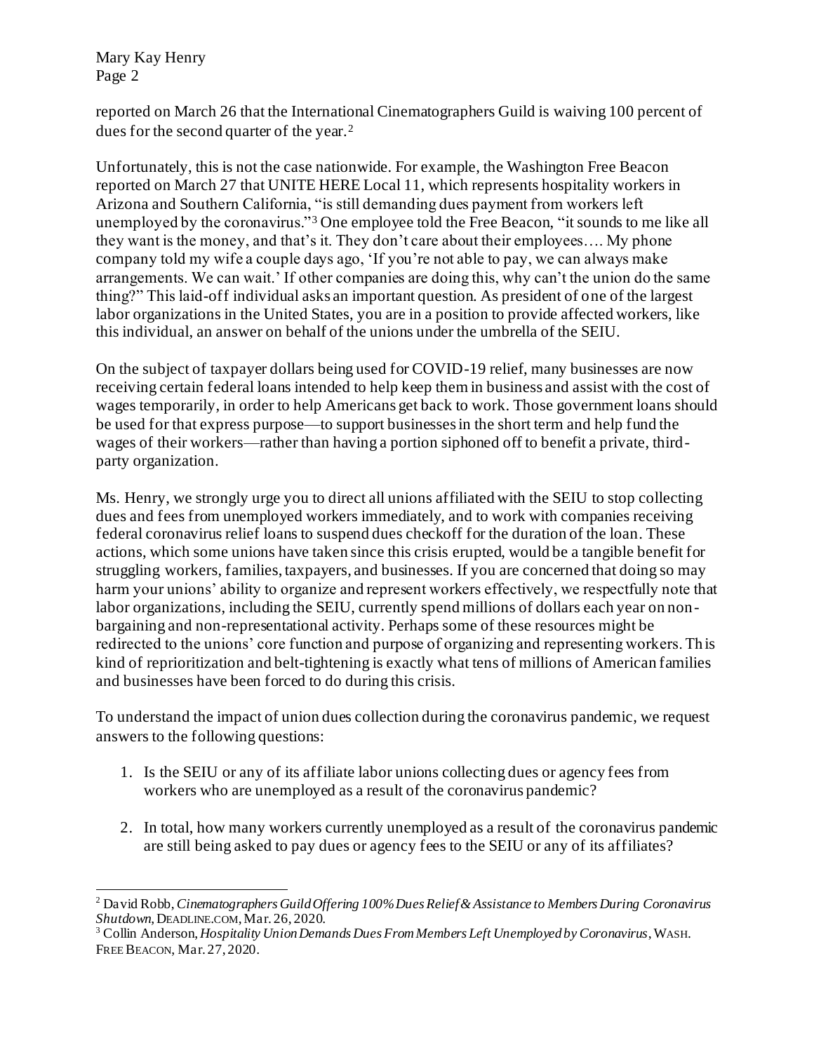reported on March 26 that the International Cinematographers Guild is waiving 100 percent of dues for the second quarter of the year.[2]

Unfortunately, this is not the case nationwide. For example, the Washington Free Beacon reported on March 27 that UNITE HERE Local 11, which represents hospitality workers in Arizona and Southern California, "is still demanding dues payment from workers left unemployed by the coronavirus."[3] One employee told the Free Beacon, "it sounds to me like all they want is the money, and that's it. They don't care about their employees…. My phone company told my wife a couple days ago, 'If you're not able to pay, we can always make arrangements. We can wait.' If other companies are doing this, why can't the union do the same thing?" This laid-off individual asks an important question. As president of one of the largest labor organizations in the United States, you are in a position to provide affected workers, like this individual, an answer on behalf of the unions under the umbrella of the SEIU.

On the subject of taxpayer dollars being used for COVID-19 relief, many businesses are now receiving certain federal loans intended to help keep them in business and assist with the cost of wages temporarily, in order to help Americans get back to work. Those government loans should be used for that express purpose—to support businesses in the short term and help fund the wages of their workers—rather than having a portion siphoned off to benefit a private, third-party organization.

Ms. Henry, we strongly urge you to direct all unions affiliated with the SEIU to stop collecting dues and fees from unemployed workers immediately, and to work with companies receiving federal coronavirus relief loans to suspend dues checkoff for the duration of the loan. These actions, which some unions have taken since this crisis erupted, would be a tangible benefit for struggling workers, families, taxpayers, and businesses. If you are concerned that doing so may harm your unions' ability to organize and represent workers effectively, we respectfully note that labor organizations, including the SEIU, currently spend millions of dollars each year on non-bargaining and non-representational activity. Perhaps some of these resources might be redirected to the unions' core function and purpose of organizing and representing workers. This kind of reprioritization and belt-tightening is exactly what tens of millions of American families and businesses have been forced to do during this crisis.

To understand the impact of union dues collection during the coronavirus pandemic, we request answers to the following questions:

1. Is the SEIU or any of its affiliate labor unions collecting dues or agency fees from workers who are unemployed as a result of the coronavirus pandemic?

2. In total, how many workers currently unemployed as a result of the coronavirus pandemic are still being asked to pay dues or agency fees to the SEIU or any of its affiliates?

---

[2] David Robb, *Cinematographers Guild Offering 100% Dues Relief & Assistance to Members During Coronavirus Shutdown*, DEADLINE.COM, Mar. 26, 2020.

[3] Collin Anderson, *Hospitality Union Demands Dues From Members Left Unemployed by Coronavirus*, WASH. FREE BEACON, Mar. 27, 2020.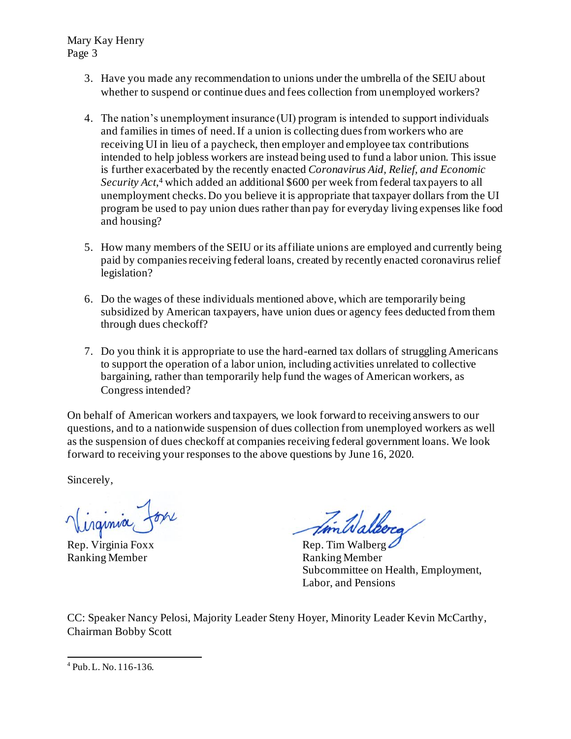3. Have you made any recommendation to unions under the umbrella of the SEIU about whether to suspend or continue dues and fees collection from unemployed workers?

4. The nation's unemployment insurance (UI) program is intended to support individuals and families in times of need. If a union is collecting dues from workers who are receiving UI in lieu of a paycheck, then employer and employee tax contributions intended to help jobless workers are instead being used to fund a labor union. This issue is further exacerbated by the recently enacted *Coronavirus Aid, Relief, and Economic Security Act*,[4] which added an additional $600 per week from federal taxpayers to all unemployment checks. Do you believe it is appropriate that taxpayer dollars from the UI program be used to pay union dues rather than pay for everyday living expenses like food and housing?

5. How many members of the SEIU or its affiliate unions are employed and currently being paid by companies receiving federal loans, created by recently enacted coronavirus relief legislation?

6. Do the wages of these individuals mentioned above, which are temporarily being subsidized by American taxpayers, have union dues or agency fees deducted from them through dues checkoff?

7. Do you think it is appropriate to use the hard-earned tax dollars of struggling Americans to support the operation of a labor union, including activities unrelated to collective bargaining, rather than temporarily help fund the wages of American workers, as Congress intended?

On behalf of American workers and taxpayers, we look forward to receiving answers to our questions, and to a nationwide suspension of dues collection from unemployed workers as well as the suspension of dues checkoff at companies receiving federal government loans. We look forward to receiving your responses to the above questions by June 16, 2020.

Sincerely,

Rep. Virginia Foxx
Ranking Member

Rep. Tim Walberg
Ranking Member
Subcommittee on Health, Employment, Labor, and Pensions

CC: Speaker Nancy Pelosi, Majority Leader Steny Hoyer, Minority Leader Kevin McCarthy, Chairman Bobby Scott

[4] Pub. L. No. 116-136.